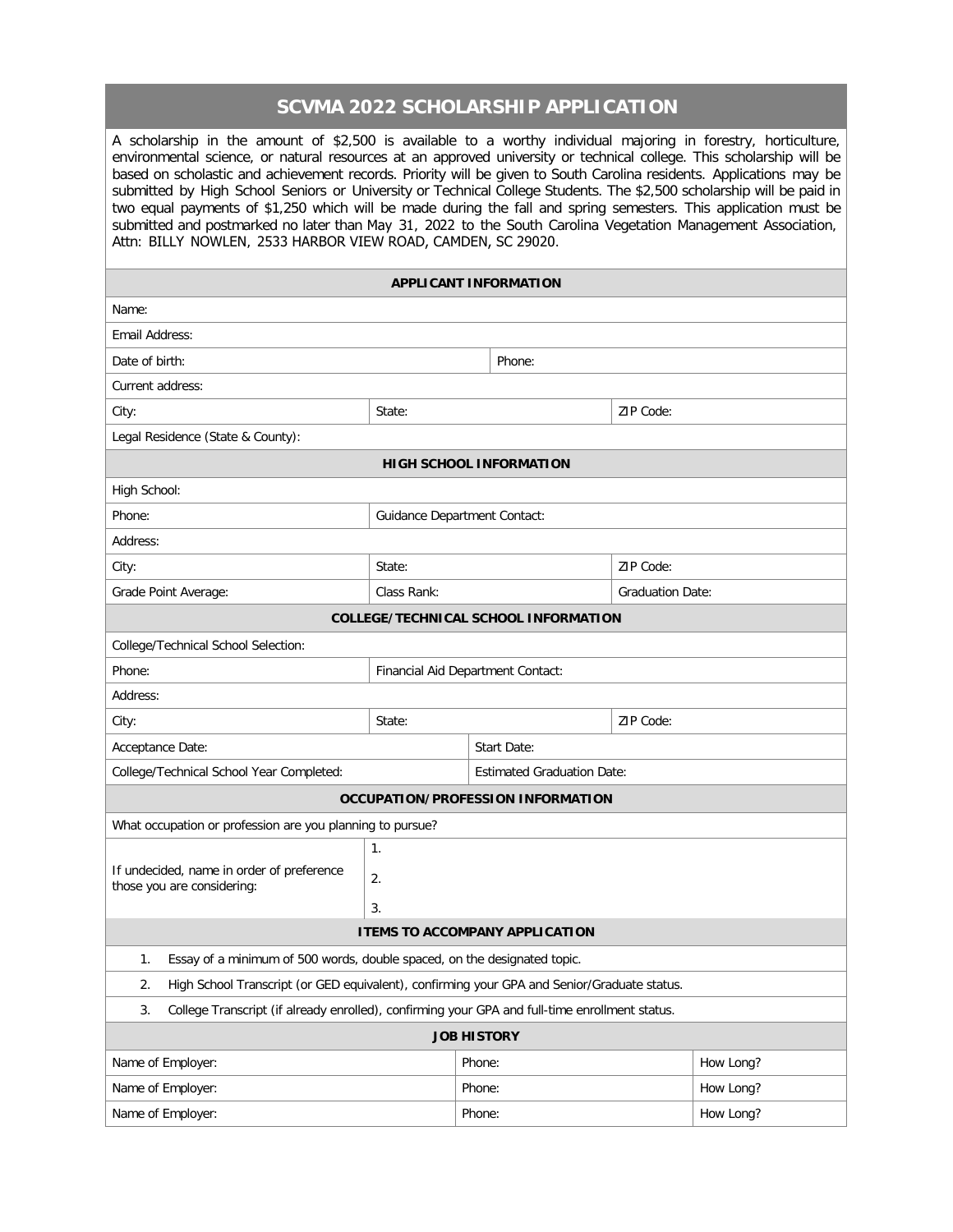# SCVMA 2022 SCHOLARSHIP APPLICATION

A scholarship in the amount of $2,500 is available to a worthy individual majoring in forestry, horticulture, environmental science, or natural resources at an approved university or technical college. This scholarship will be based on scholastic and achievement records. Priority will be given to South Carolina residents. Applications may be submitted by High School Seniors or University or Technical College Students. The $2,500 scholarship will be paid in two equal payments of $1,250 which will be made during the fall and spring semesters. This application must be submitted and postmarked no later than May 31, 2022 to the South Carolina Vegetation Management Association, Attn: BILLY NOWLEN, 2533 HARBOR VIEW ROAD, CAMDEN, SC 29020.

## APPLICANT INFORMATION

| | | |
|---|---|---|
| Name: | | |
| Email Address: | | |
| Date of birth: | Phone: | |
| Current address: | | |
| City: | State: | ZIP Code: |
| Legal Residence (State & County): | | |

## HIGH SCHOOL INFORMATION

| | | |
|---|---|---|
| High School: | | |
| Phone: | Guidance Department Contact: | |
| Address: | | |
| City: | State: | ZIP Code: |
| Grade Point Average: | Class Rank: | Graduation Date: |

## COLLEGE/TECHNICAL SCHOOL INFORMATION

| | | |
|---|---|---|
| College/Technical School Selection: | | |
| Phone: | Financial Aid Department Contact: | |
| Address: | | |
| City: | State: | ZIP Code: |
| Acceptance Date: | Start Date: | |
| College/Technical School Year Completed: | Estimated Graduation Date: | |

## OCCUPATION/PROFESSION INFORMATION

| | |
|---|---|
| What occupation or profession are you planning to pursue? | |
| If undecided, name in order of preference those you are considering: | 1.<br>2.<br>3. |

## ITEMS TO ACCOMPANY APPLICATION

1. Essay of a minimum of 500 words, double spaced, on the designated topic.
2. High School Transcript (or GED equivalent), confirming your GPA and Senior/Graduate status.
3. College Transcript (if already enrolled), confirming your GPA and full-time enrollment status.

## JOB HISTORY

| | | |
|---|---|---|
| Name of Employer: | Phone: | How Long? |
| Name of Employer: | Phone: | How Long? |
| Name of Employer: | Phone: | How Long? |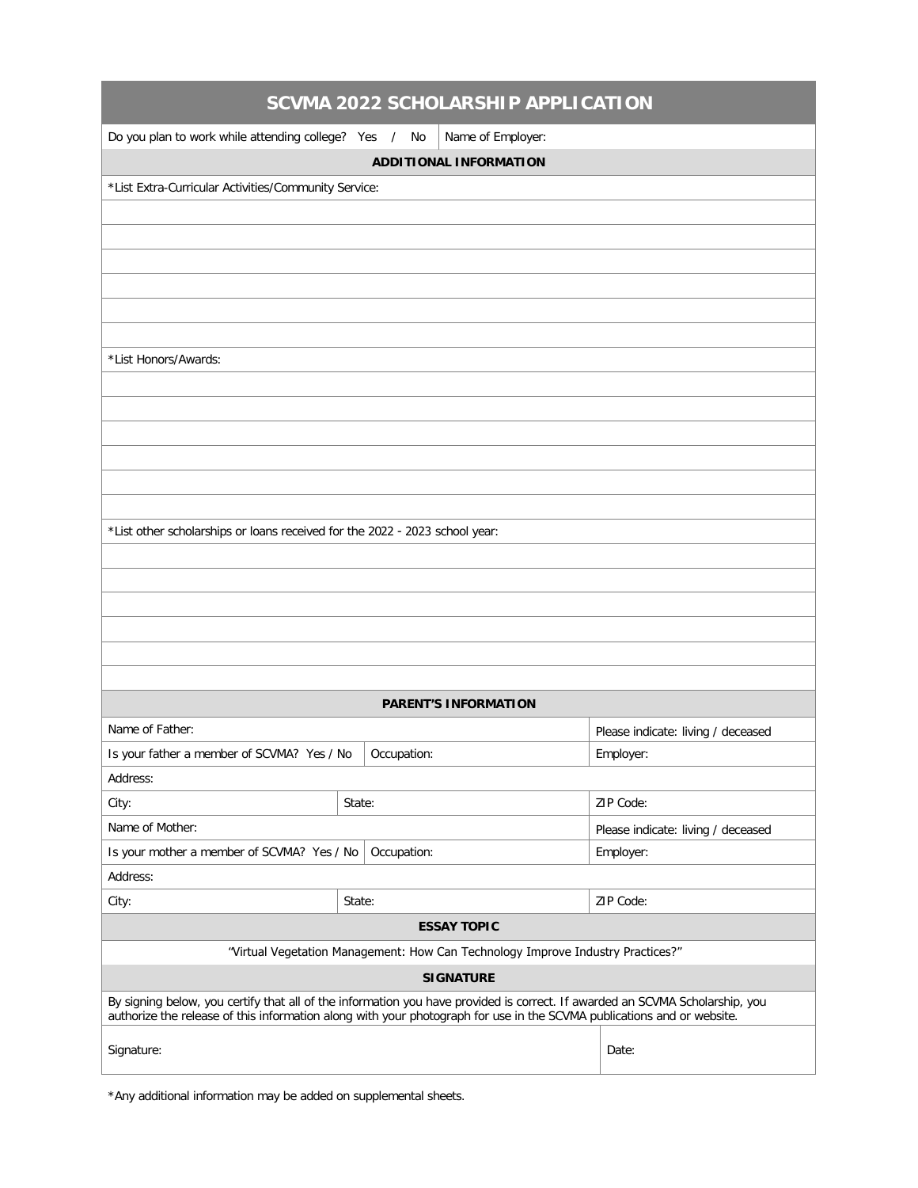# SCVMA 2022 SCHOLARSHIP APPLICATION

| | |
|---|---|
| Do you plan to work while attending college? Yes / No | Name of Employer: |

## ADDITIONAL INFORMATION

*List Extra-Curricular Activities/Community Service:

*List Honors/Awards:

*List other scholarships or loans received for the 2022 - 2023 school year:

## PARENT'S INFORMATION

| | | |
|---|---|---|
| Name of Father: | | Please indicate: living / deceased |
| Is your father a member of SCVMA? Yes / No | Occupation: | Employer: |
| Address: | | |
| City: | State: | ZIP Code: |
| Name of Mother: | | Please indicate: living / deceased |
| Is your mother a member of SCVMA? Yes / No | Occupation: | Employer: |
| Address: | | |
| City: | State: | ZIP Code: |

## ESSAY TOPIC

"Virtual Vegetation Management: How Can Technology Improve Industry Practices?"

## SIGNATURE

By signing below, you certify that all of the information you have provided is correct. If awarded an SCVMA Scholarship, you authorize the release of this information along with your photograph for use in the SCVMA publications and or website.

| | |
|---|---|
| Signature: | Date: |

*Any additional information may be added on supplemental sheets.